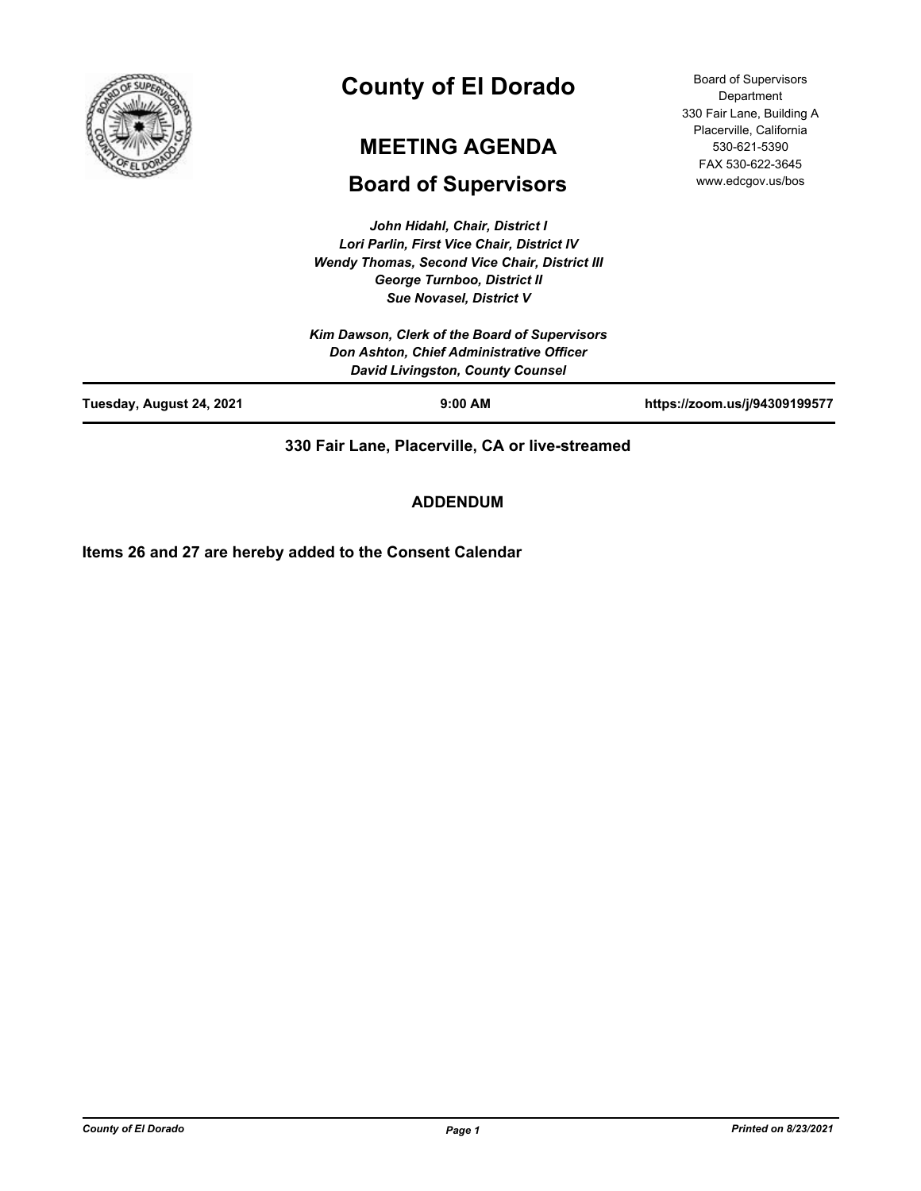# County of El Dorado

## MEETING AGENDA

## Board of Supervisors

Board of Supervisors Department
330 Fair Lane, Building A
Placerville, California
530-621-5390
FAX 530-622-3645
www.edcgov.us/bos

*John Hidahl, Chair, District I*
*Lori Parlin, First Vice Chair, District IV*
*Wendy Thomas, Second Vice Chair, District III*
*George Turnboo, District II*
*Sue Novasel, District V*

*Kim Dawson, Clerk of the Board of Supervisors*
*Don Ashton, Chief Administrative Officer*
*David Livingston, County Counsel*

**Tuesday, August 24, 2021** | **9:00 AM** | **https://zoom.us/j/94309199577**

**330 Fair Lane, Placerville, CA or live-streamed**

**ADDENDUM**

**Items 26 and 27 are hereby added to the Consent Calendar**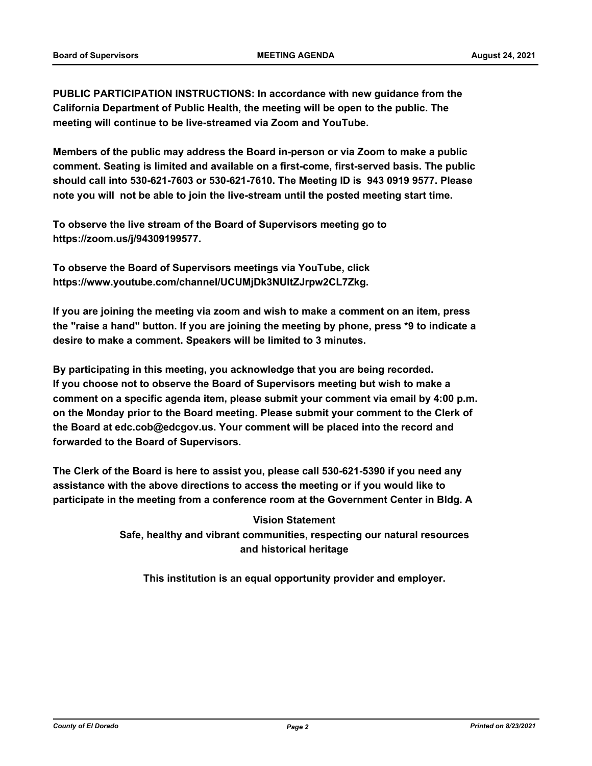**PUBLIC PARTICIPATION INSTRUCTIONS: In accordance with new guidance from the California Department of Public Health, the meeting will be open to the public. The meeting will continue to be live-streamed via Zoom and YouTube.**

**Members of the public may address the Board in-person or via Zoom to make a public comment. Seating is limited and available on a first-come, first-served basis. The public should call into 530-621-7603 or 530-621-7610. The Meeting ID is 943 0919 9577. Please note you will not be able to join the live-stream until the posted meeting start time.**

**To observe the live stream of the Board of Supervisors meeting go to https://zoom.us/j/94309199577.**

**To observe the Board of Supervisors meetings via YouTube, click https://www.youtube.com/channel/UCUMjDk3NUltZJrpw2CL7Zkg.**

**If you are joining the meeting via zoom and wish to make a comment on an item, press the "raise a hand" button. If you are joining the meeting by phone, press *9 to indicate a desire to make a comment. Speakers will be limited to 3 minutes.**

**By participating in this meeting, you acknowledge that you are being recorded. If you choose not to observe the Board of Supervisors meeting but wish to make a comment on a specific agenda item, please submit your comment via email by 4:00 p.m. on the Monday prior to the Board meeting. Please submit your comment to the Clerk of the Board at edc.cob@edcgov.us. Your comment will be placed into the record and forwarded to the Board of Supervisors.**

**The Clerk of the Board is here to assist you, please call 530-621-5390 if you need any assistance with the above directions to access the meeting or if you would like to participate in the meeting from a conference room at the Government Center in Bldg. A**

**Vision Statement**

**Safe, healthy and vibrant communities, respecting our natural resources and historical heritage**

**This institution is an equal opportunity provider and employer.**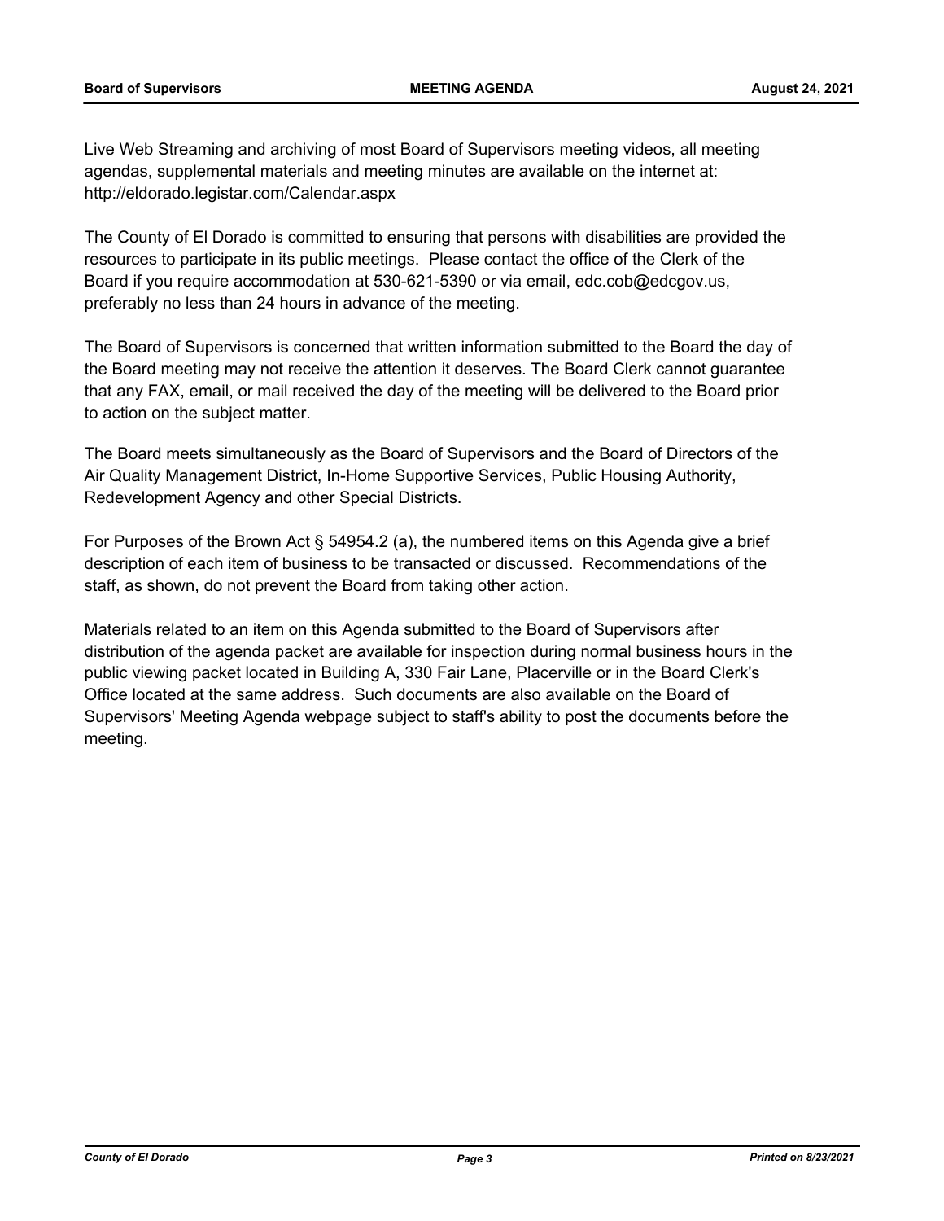Live Web Streaming and archiving of most Board of Supervisors meeting videos, all meeting agendas, supplemental materials and meeting minutes are available on the internet at: http://eldorado.legistar.com/Calendar.aspx

The County of El Dorado is committed to ensuring that persons with disabilities are provided the resources to participate in its public meetings. Please contact the office of the Clerk of the Board if you require accommodation at 530-621-5390 or via email, edc.cob@edcgov.us, preferably no less than 24 hours in advance of the meeting.

The Board of Supervisors is concerned that written information submitted to the Board the day of the Board meeting may not receive the attention it deserves. The Board Clerk cannot guarantee that any FAX, email, or mail received the day of the meeting will be delivered to the Board prior to action on the subject matter.

The Board meets simultaneously as the Board of Supervisors and the Board of Directors of the Air Quality Management District, In-Home Supportive Services, Public Housing Authority, Redevelopment Agency and other Special Districts.

For Purposes of the Brown Act § 54954.2 (a), the numbered items on this Agenda give a brief description of each item of business to be transacted or discussed. Recommendations of the staff, as shown, do not prevent the Board from taking other action.

Materials related to an item on this Agenda submitted to the Board of Supervisors after distribution of the agenda packet are available for inspection during normal business hours in the public viewing packet located in Building A, 330 Fair Lane, Placerville or in the Board Clerk's Office located at the same address. Such documents are also available on the Board of Supervisors' Meeting Agenda webpage subject to staff's ability to post the documents before the meeting.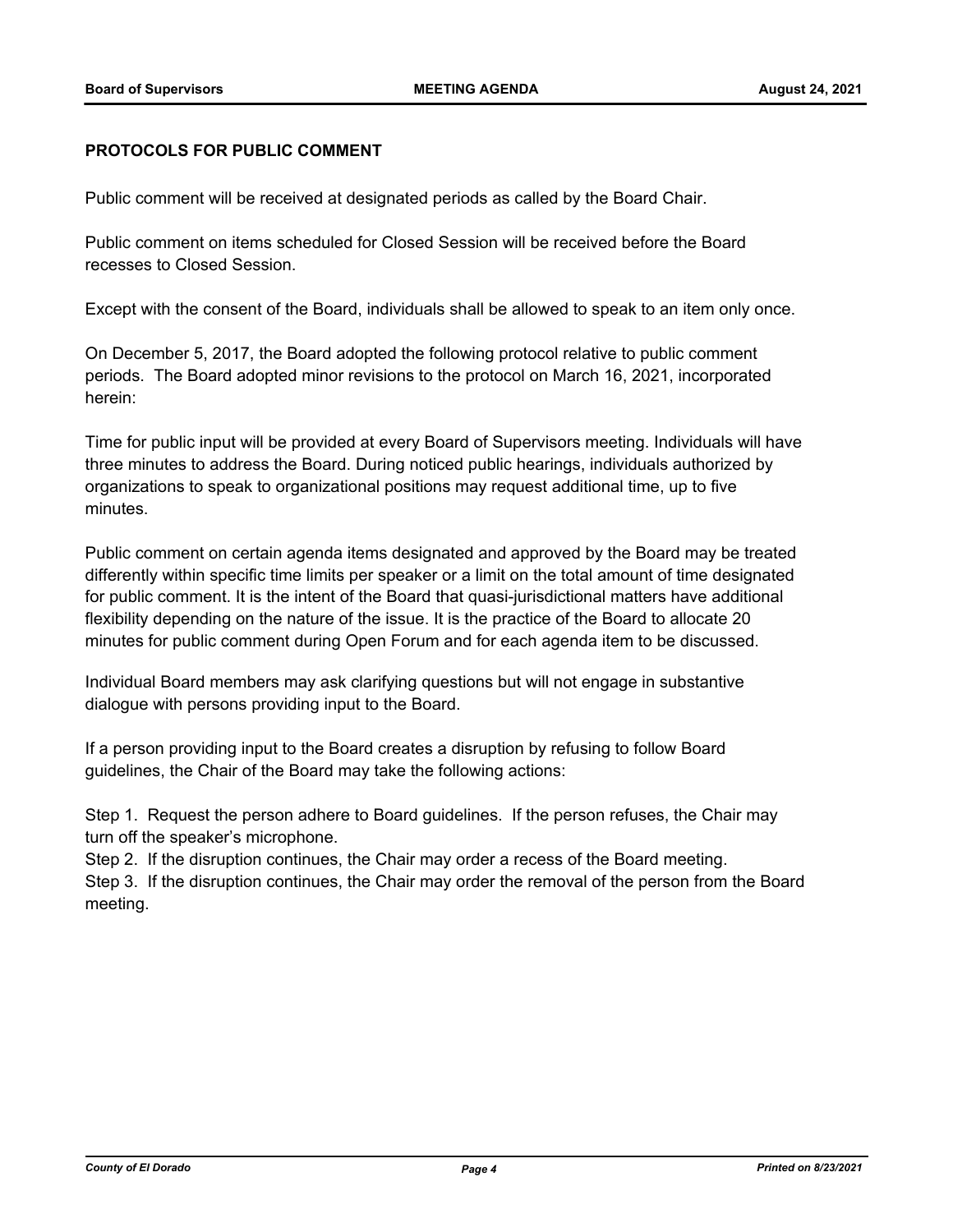**PROTOCOLS FOR PUBLIC COMMENT**

Public comment will be received at designated periods as called by the Board Chair.

Public comment on items scheduled for Closed Session will be received before the Board recesses to Closed Session.

Except with the consent of the Board, individuals shall be allowed to speak to an item only once.

On December 5, 2017, the Board adopted the following protocol relative to public comment periods. The Board adopted minor revisions to the protocol on March 16, 2021, incorporated herein:

Time for public input will be provided at every Board of Supervisors meeting. Individuals will have three minutes to address the Board. During noticed public hearings, individuals authorized by organizations to speak to organizational positions may request additional time, up to five minutes.

Public comment on certain agenda items designated and approved by the Board may be treated differently within specific time limits per speaker or a limit on the total amount of time designated for public comment. It is the intent of the Board that quasi-jurisdictional matters have additional flexibility depending on the nature of the issue. It is the practice of the Board to allocate 20 minutes for public comment during Open Forum and for each agenda item to be discussed.

Individual Board members may ask clarifying questions but will not engage in substantive dialogue with persons providing input to the Board.

If a person providing input to the Board creates a disruption by refusing to follow Board guidelines, the Chair of the Board may take the following actions:

Step 1. Request the person adhere to Board guidelines. If the person refuses, the Chair may turn off the speaker's microphone.
Step 2. If the disruption continues, the Chair may order a recess of the Board meeting.
Step 3. If the disruption continues, the Chair may order the removal of the person from the Board meeting.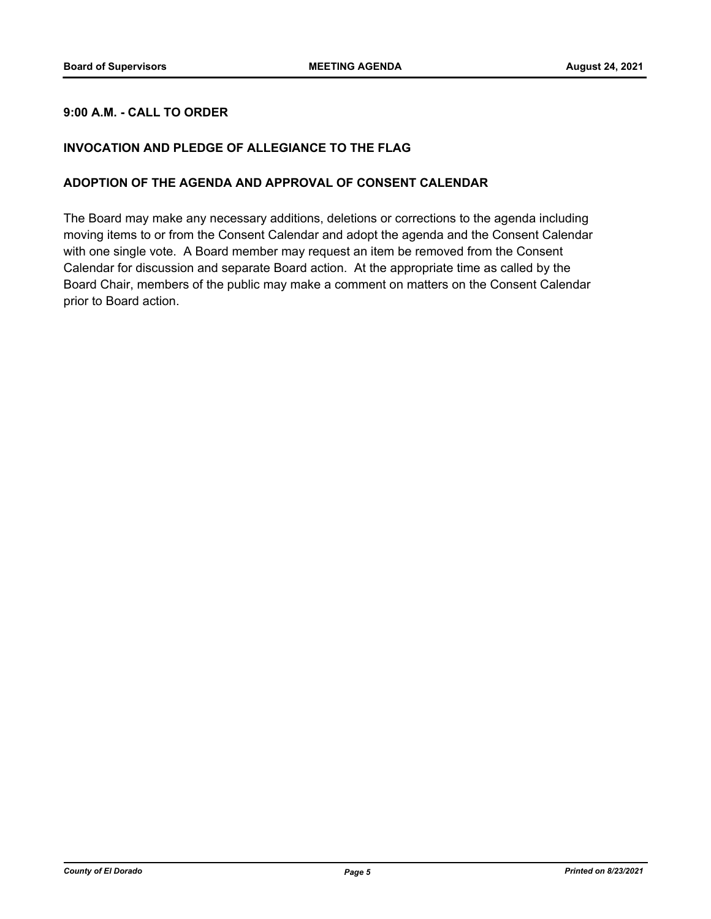## 9:00 A.M. - CALL TO ORDER

## INVOCATION AND PLEDGE OF ALLEGIANCE TO THE FLAG

## ADOPTION OF THE AGENDA AND APPROVAL OF CONSENT CALENDAR

The Board may make any necessary additions, deletions or corrections to the agenda including moving items to or from the Consent Calendar and adopt the agenda and the Consent Calendar with one single vote. A Board member may request an item be removed from the Consent Calendar for discussion and separate Board action. At the appropriate time as called by the Board Chair, members of the public may make a comment on matters on the Consent Calendar prior to Board action.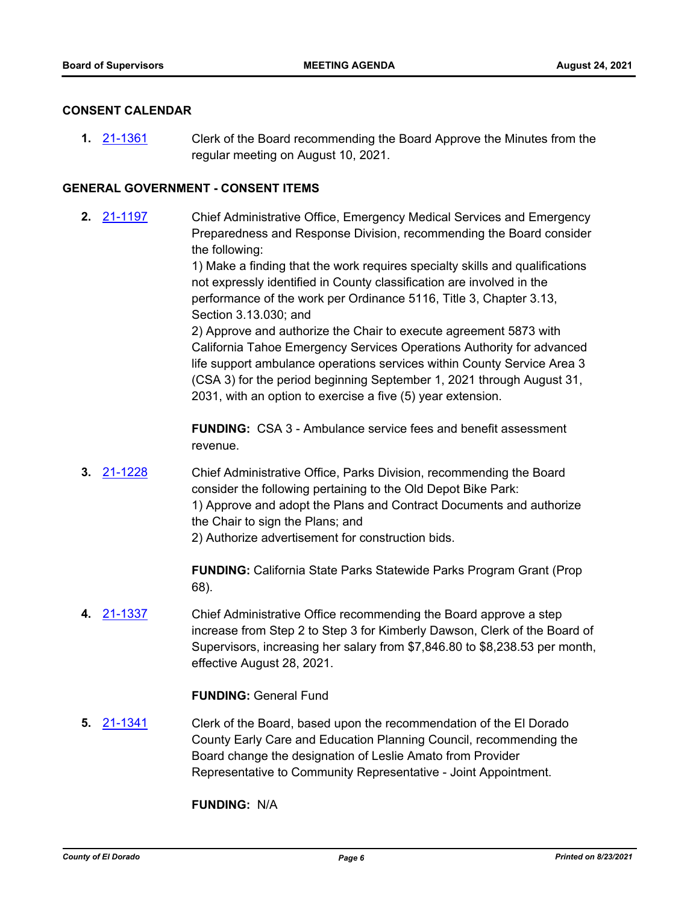## CONSENT CALENDAR

**1.** [21-1361] Clerk of the Board recommending the Board Approve the Minutes from the regular meeting on August 10, 2021.

## GENERAL GOVERNMENT - CONSENT ITEMS

**2.** [21-1197] Chief Administrative Office, Emergency Medical Services and Emergency Preparedness and Response Division, recommending the Board consider the following:
1) Make a finding that the work requires specialty skills and qualifications not expressly identified in County classification are involved in the performance of the work per Ordinance 5116, Title 3, Chapter 3.13, Section 3.13.030; and
2) Approve and authorize the Chair to execute agreement 5873 with California Tahoe Emergency Services Operations Authority for advanced life support ambulance operations services within County Service Area 3 (CSA 3) for the period beginning September 1, 2021 through August 31, 2031, with an option to exercise a five (5) year extension.

**FUNDING:** CSA 3 - Ambulance service fees and benefit assessment revenue.

**3.** [21-1228] Chief Administrative Office, Parks Division, recommending the Board consider the following pertaining to the Old Depot Bike Park:
1) Approve and adopt the Plans and Contract Documents and authorize the Chair to sign the Plans; and
2) Authorize advertisement for construction bids.

**FUNDING:** California State Parks Statewide Parks Program Grant (Prop 68).

**4.** [21-1337] Chief Administrative Office recommending the Board approve a step increase from Step 2 to Step 3 for Kimberly Dawson, Clerk of the Board of Supervisors, increasing her salary from $7,846.80 to $8,238.53 per month, effective August 28, 2021.

**FUNDING:** General Fund

**5.** [21-1341] Clerk of the Board, based upon the recommendation of the El Dorado County Early Care and Education Planning Council, recommending the Board change the designation of Leslie Amato from Provider Representative to Community Representative - Joint Appointment.

**FUNDING:** N/A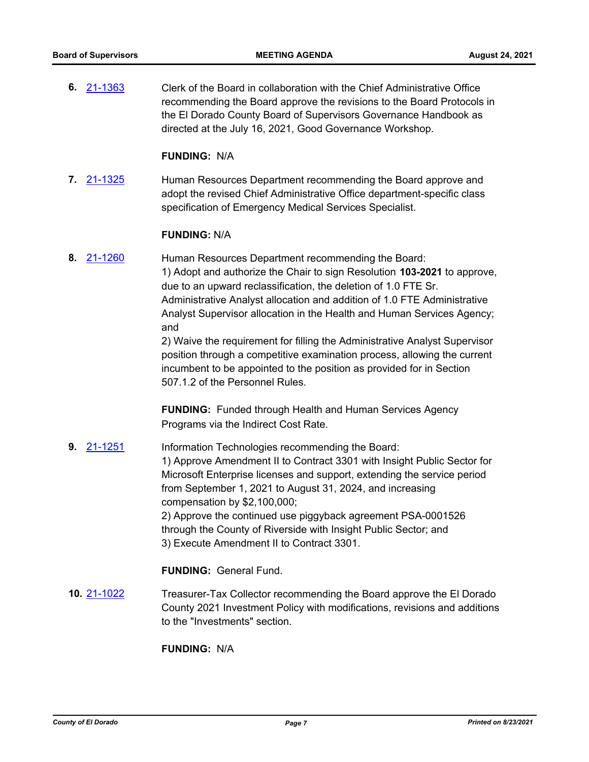**6.** 21-1363 Clerk of the Board in collaboration with the Chief Administrative Office recommending the Board approve the revisions to the Board Protocols in the El Dorado County Board of Supervisors Governance Handbook as directed at the July 16, 2021, Good Governance Workshop.

**FUNDING:** N/A

**7.** 21-1325 Human Resources Department recommending the Board approve and adopt the revised Chief Administrative Office department-specific class specification of Emergency Medical Services Specialist.

**FUNDING:** N/A

**8.** 21-1260 Human Resources Department recommending the Board:
1) Adopt and authorize the Chair to sign Resolution **103-2021** to approve, due to an upward reclassification, the deletion of 1.0 FTE Sr. Administrative Analyst allocation and addition of 1.0 FTE Administrative Analyst Supervisor allocation in the Health and Human Services Agency; and
2) Waive the requirement for filling the Administrative Analyst Supervisor position through a competitive examination process, allowing the current incumbent to be appointed to the position as provided for in Section 507.1.2 of the Personnel Rules.

**FUNDING:** Funded through Health and Human Services Agency Programs via the Indirect Cost Rate.

**9.** 21-1251 Information Technologies recommending the Board:
1) Approve Amendment II to Contract 3301 with Insight Public Sector for Microsoft Enterprise licenses and support, extending the service period from September 1, 2021 to August 31, 2024, and increasing compensation by $2,100,000;
2) Approve the continued use piggyback agreement PSA-0001526 through the County of Riverside with Insight Public Sector; and
3) Execute Amendment II to Contract 3301.

**FUNDING:** General Fund.

**10.** 21-1022 Treasurer-Tax Collector recommending the Board approve the El Dorado County 2021 Investment Policy with modifications, revisions and additions to the "Investments" section.

**FUNDING:** N/A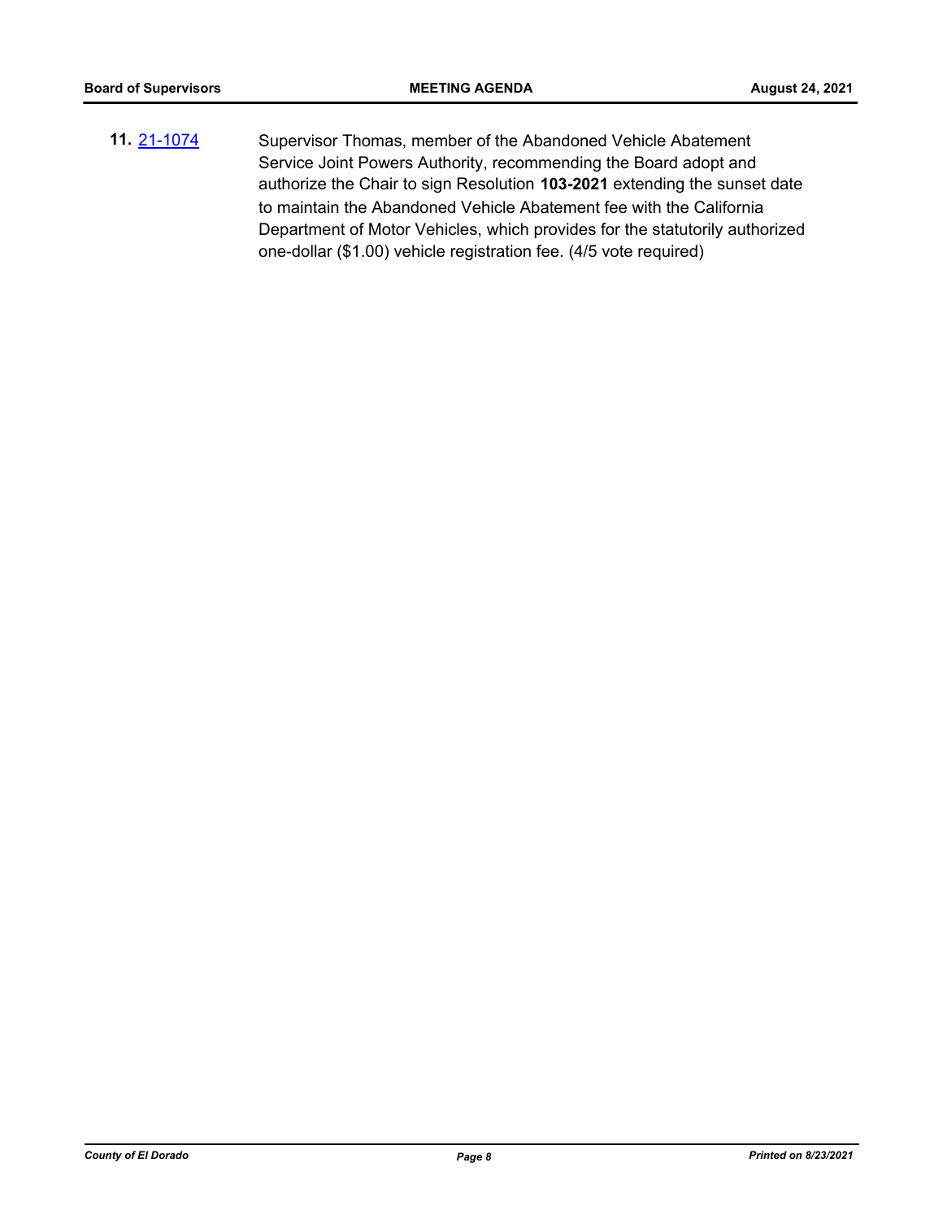**11.** 21-1074 Supervisor Thomas, member of the Abandoned Vehicle Abatement Service Joint Powers Authority, recommending the Board adopt and authorize the Chair to sign Resolution **103-2021** extending the sunset date to maintain the Abandoned Vehicle Abatement fee with the California Department of Motor Vehicles, which provides for the statutorily authorized one-dollar ($1.00) vehicle registration fee. (4/5 vote required)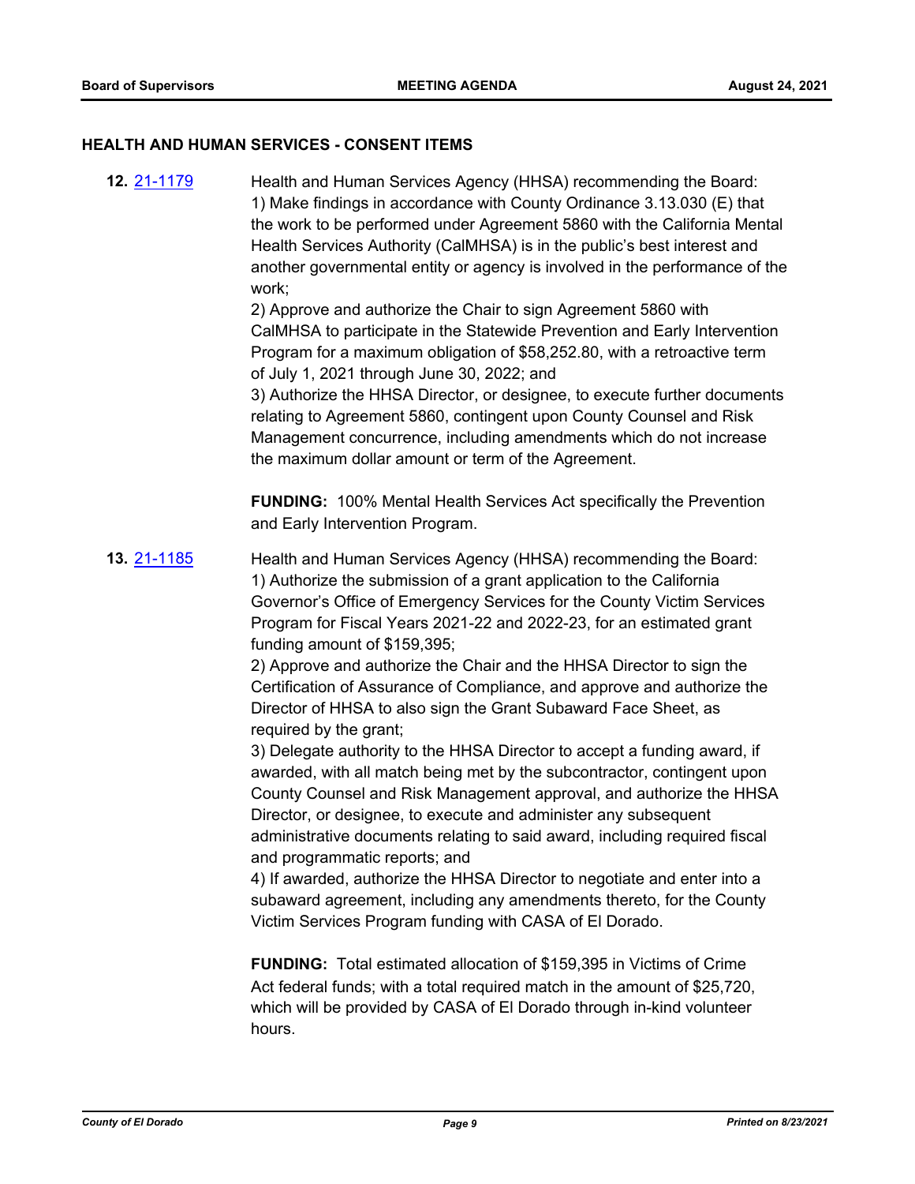## HEALTH AND HUMAN SERVICES - CONSENT ITEMS

**12.** 21-1179

Health and Human Services Agency (HHSA) recommending the Board:
1) Make findings in accordance with County Ordinance 3.13.030 (E) that the work to be performed under Agreement 5860 with the California Mental Health Services Authority (CalMHSA) is in the public's best interest and another governmental entity or agency is involved in the performance of the work;
2) Approve and authorize the Chair to sign Agreement 5860 with CalMHSA to participate in the Statewide Prevention and Early Intervention Program for a maximum obligation of $58,252.80, with a retroactive term of July 1, 2021 through June 30, 2022; and
3) Authorize the HHSA Director, or designee, to execute further documents relating to Agreement 5860, contingent upon County Counsel and Risk Management concurrence, including amendments which do not increase the maximum dollar amount or term of the Agreement.

**FUNDING:** 100% Mental Health Services Act specifically the Prevention and Early Intervention Program.

**13.** 21-1185

Health and Human Services Agency (HHSA) recommending the Board:
1) Authorize the submission of a grant application to the California Governor's Office of Emergency Services for the County Victim Services Program for Fiscal Years 2021-22 and 2022-23, for an estimated grant funding amount of $159,395;
2) Approve and authorize the Chair and the HHSA Director to sign the Certification of Assurance of Compliance, and approve and authorize the Director of HHSA to also sign the Grant Subaward Face Sheet, as required by the grant;
3) Delegate authority to the HHSA Director to accept a funding award, if awarded, with all match being met by the subcontractor, contingent upon County Counsel and Risk Management approval, and authorize the HHSA Director, or designee, to execute and administer any subsequent administrative documents relating to said award, including required fiscal and programmatic reports; and
4) If awarded, authorize the HHSA Director to negotiate and enter into a subaward agreement, including any amendments thereto, for the County Victim Services Program funding with CASA of El Dorado.

**FUNDING:** Total estimated allocation of $159,395 in Victims of Crime Act federal funds; with a total required match in the amount of $25,720, which will be provided by CASA of El Dorado through in-kind volunteer hours.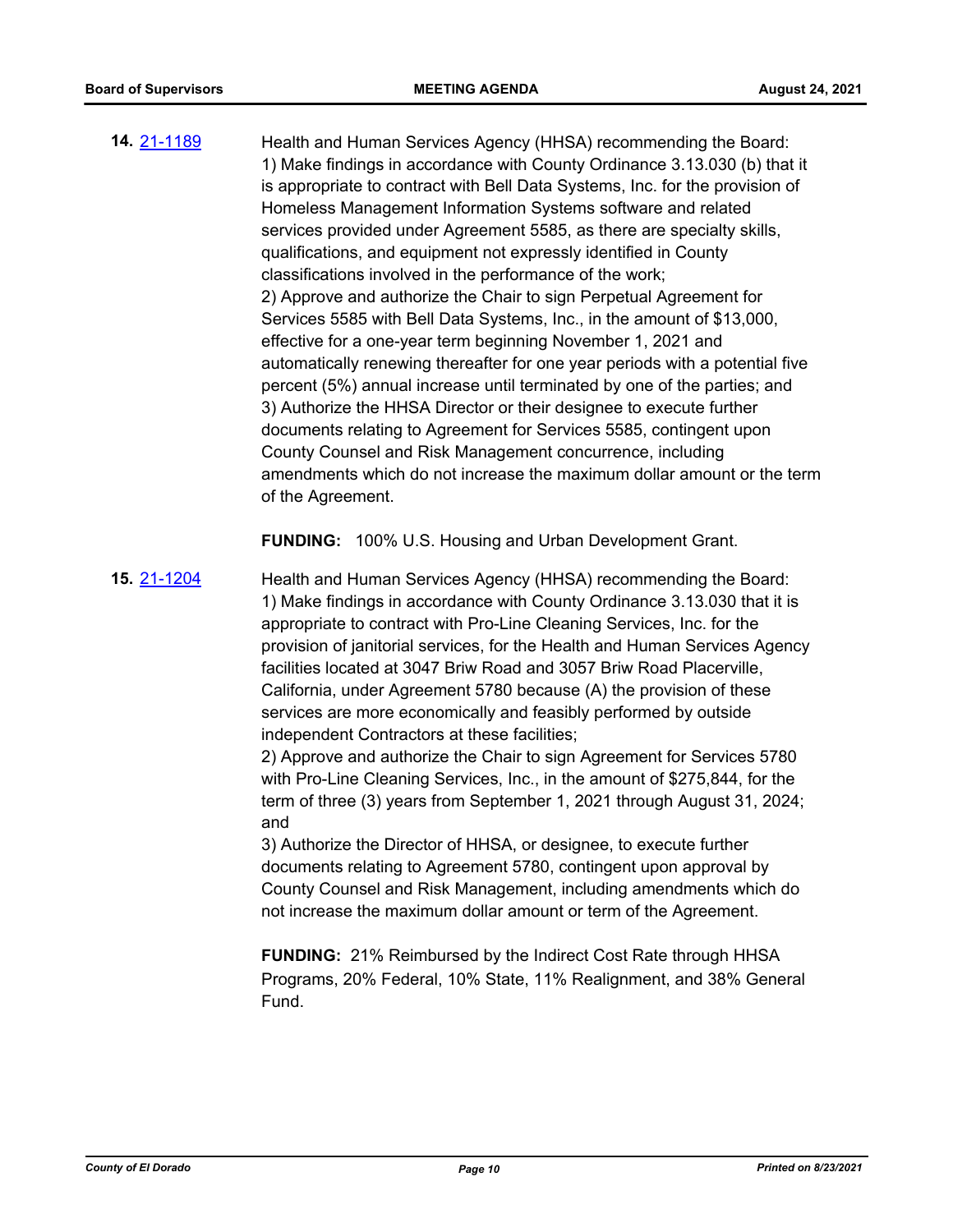**14.** 21-1189

Health and Human Services Agency (HHSA) recommending the Board:
1) Make findings in accordance with County Ordinance 3.13.030 (b) that it is appropriate to contract with Bell Data Systems, Inc. for the provision of Homeless Management Information Systems software and related services provided under Agreement 5585, as there are specialty skills, qualifications, and equipment not expressly identified in County classifications involved in the performance of the work;
2) Approve and authorize the Chair to sign Perpetual Agreement for Services 5585 with Bell Data Systems, Inc., in the amount of $13,000, effective for a one-year term beginning November 1, 2021 and automatically renewing thereafter for one year periods with a potential five percent (5%) annual increase until terminated by one of the parties; and
3) Authorize the HHSA Director or their designee to execute further documents relating to Agreement for Services 5585, contingent upon County Counsel and Risk Management concurrence, including amendments which do not increase the maximum dollar amount or the term of the Agreement.

**FUNDING:** 100% U.S. Housing and Urban Development Grant.

**15.** 21-1204

Health and Human Services Agency (HHSA) recommending the Board:
1) Make findings in accordance with County Ordinance 3.13.030 that it is appropriate to contract with Pro-Line Cleaning Services, Inc. for the provision of janitorial services, for the Health and Human Services Agency facilities located at 3047 Briw Road and 3057 Briw Road Placerville, California, under Agreement 5780 because (A) the provision of these services are more economically and feasibly performed by outside independent Contractors at these facilities;
2) Approve and authorize the Chair to sign Agreement for Services 5780 with Pro-Line Cleaning Services, Inc., in the amount of $275,844, for the term of three (3) years from September 1, 2021 through August 31, 2024; and
3) Authorize the Director of HHSA, or designee, to execute further documents relating to Agreement 5780, contingent upon approval by County Counsel and Risk Management, including amendments which do not increase the maximum dollar amount or term of the Agreement.

**FUNDING:** 21% Reimbursed by the Indirect Cost Rate through HHSA Programs, 20% Federal, 10% State, 11% Realignment, and 38% General Fund.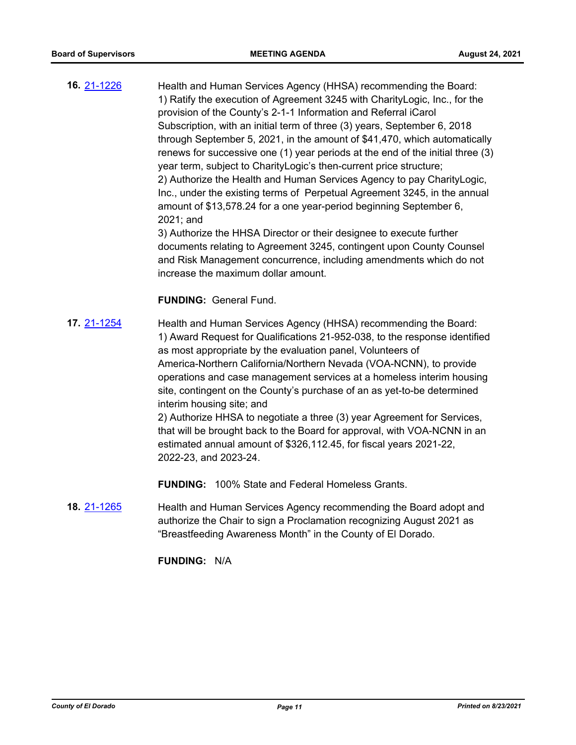**16.** [21-1226](21-1226)

Health and Human Services Agency (HHSA) recommending the Board:
1) Ratify the execution of Agreement 3245 with CharityLogic, Inc., for the provision of the County's 2-1-1 Information and Referral iCarol Subscription, with an initial term of three (3) years, September 6, 2018 through September 5, 2021, in the amount of $41,470, which automatically renews for successive one (1) year periods at the end of the initial three (3) year term, subject to CharityLogic's then-current price structure;
2) Authorize the Health and Human Services Agency to pay CharityLogic, Inc., under the existing terms of Perpetual Agreement 3245, in the annual amount of $13,578.24 for a one year-period beginning September 6, 2021; and
3) Authorize the HHSA Director or their designee to execute further documents relating to Agreement 3245, contingent upon County Counsel and Risk Management concurrence, including amendments which do not increase the maximum dollar amount.

**FUNDING:** General Fund.

**17.** [21-1254](21-1254)

Health and Human Services Agency (HHSA) recommending the Board:
1) Award Request for Qualifications 21-952-038, to the response identified as most appropriate by the evaluation panel, Volunteers of America-Northern California/Northern Nevada (VOA-NCNN), to provide operations and case management services at a homeless interim housing site, contingent on the County's purchase of an as yet-to-be determined interim housing site; and
2) Authorize HHSA to negotiate a three (3) year Agreement for Services, that will be brought back to the Board for approval, with VOA-NCNN in an estimated annual amount of $326,112.45, for fiscal years 2021-22, 2022-23, and 2023-24.

**FUNDING:** 100% State and Federal Homeless Grants.

**18.** [21-1265](21-1265)

Health and Human Services Agency recommending the Board adopt and authorize the Chair to sign a Proclamation recognizing August 2021 as "Breastfeeding Awareness Month" in the County of El Dorado.

**FUNDING:** N/A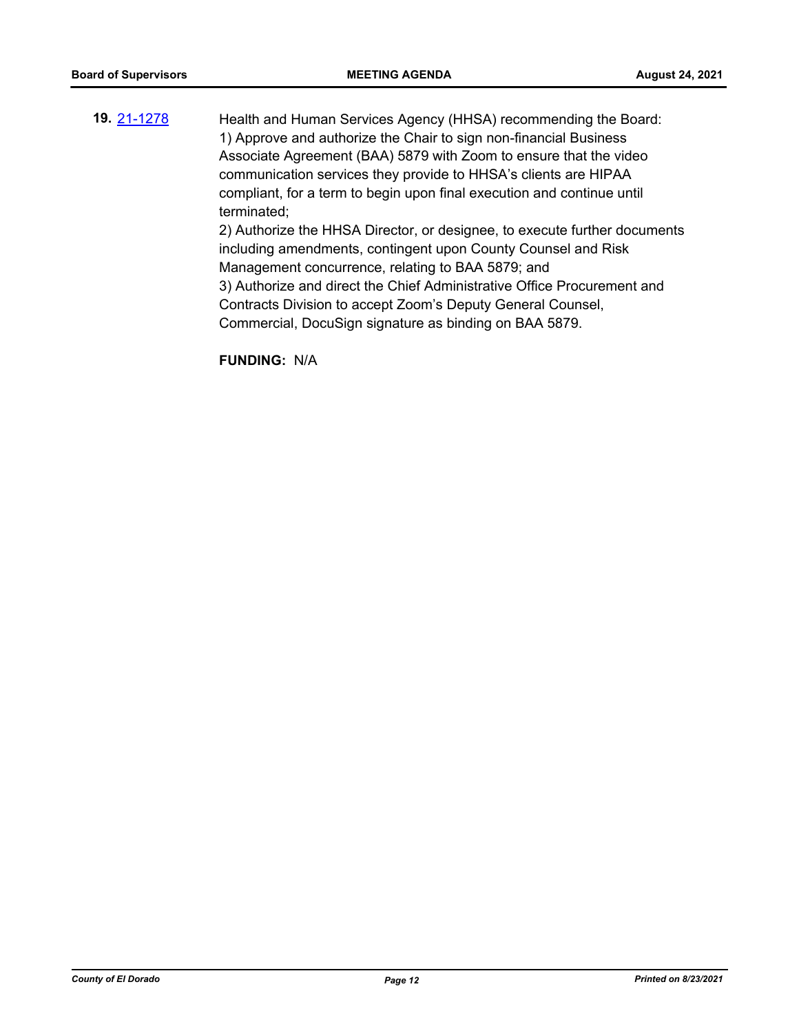**19.** [21-1278](21-1278)

Health and Human Services Agency (HHSA) recommending the Board:
1) Approve and authorize the Chair to sign non-financial Business Associate Agreement (BAA) 5879 with Zoom to ensure that the video communication services they provide to HHSA's clients are HIPAA compliant, for a term to begin upon final execution and continue until terminated;
2) Authorize the HHSA Director, or designee, to execute further documents including amendments, contingent upon County Counsel and Risk Management concurrence, relating to BAA 5879; and
3) Authorize and direct the Chief Administrative Office Procurement and Contracts Division to accept Zoom's Deputy General Counsel, Commercial, DocuSign signature as binding on BAA 5879.

**FUNDING:** N/A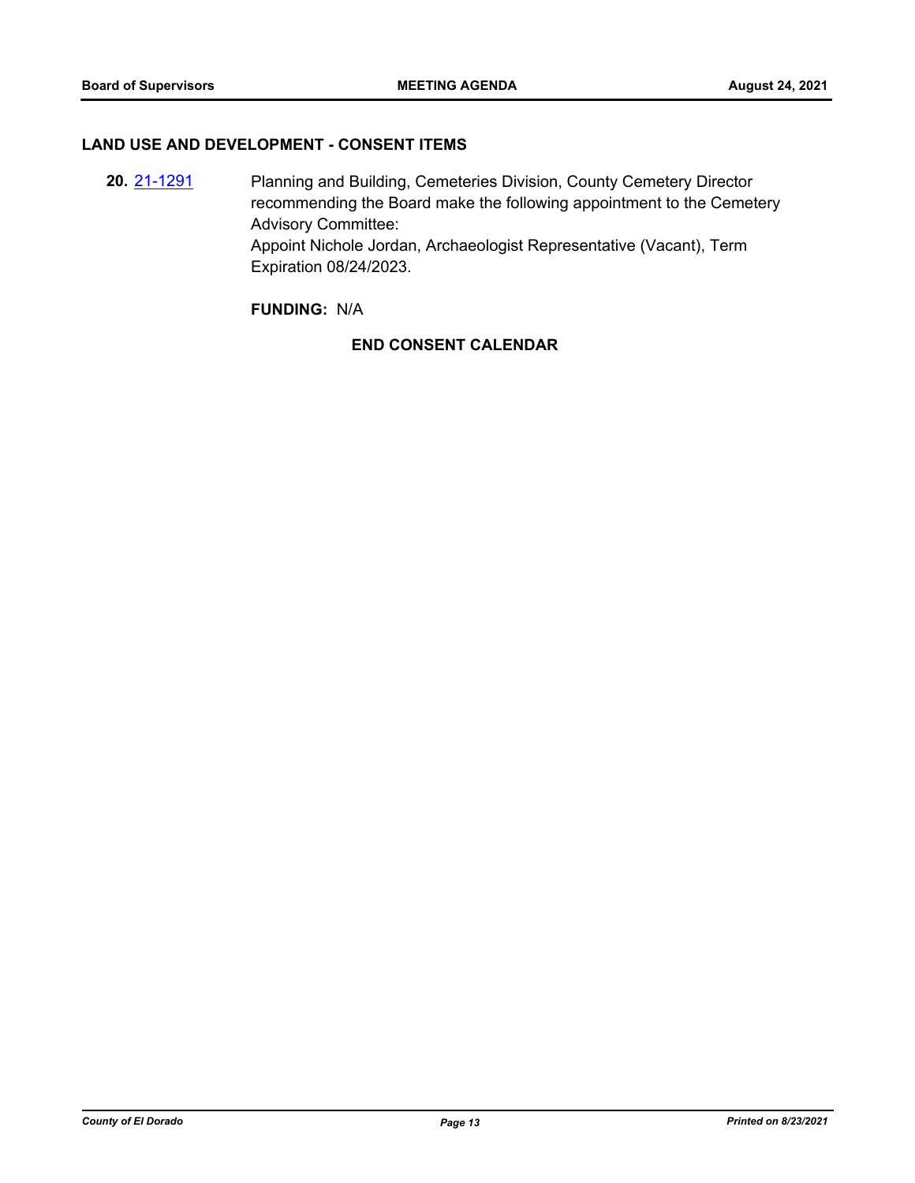## LAND USE AND DEVELOPMENT - CONSENT ITEMS

**20.** 21-1291 Planning and Building, Cemeteries Division, County Cemetery Director recommending the Board make the following appointment to the Cemetery Advisory Committee:
Appoint Nichole Jordan, Archaeologist Representative (Vacant), Term Expiration 08/24/2023.

**FUNDING:** N/A

**END CONSENT CALENDAR**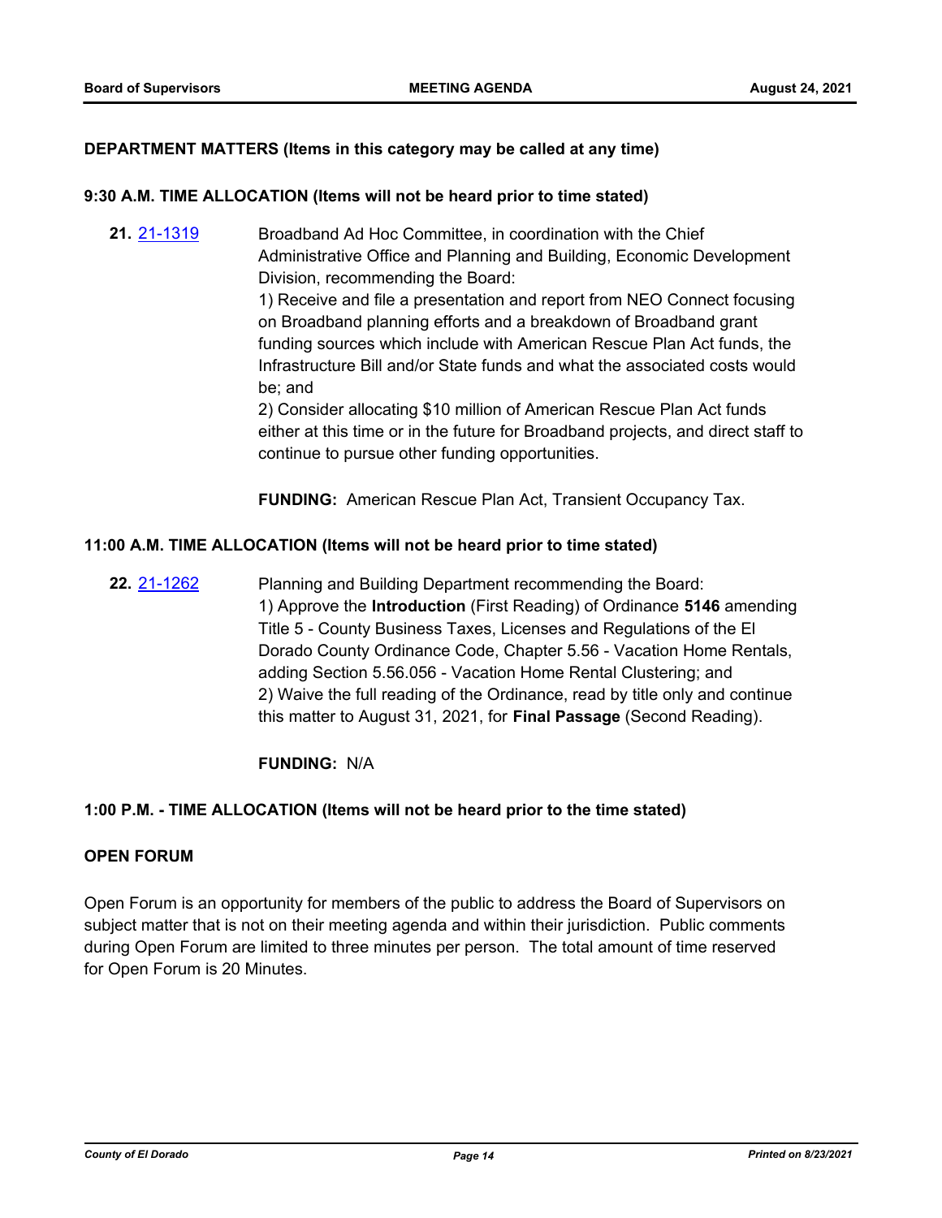**DEPARTMENT MATTERS (Items in this category may be called at any time)**

**9:30 A.M. TIME ALLOCATION (Items will not be heard prior to time stated)**

**21.** 21-1319 Broadband Ad Hoc Committee, in coordination with the Chief Administrative Office and Planning and Building, Economic Development Division, recommending the Board:

1) Receive and file a presentation and report from NEO Connect focusing on Broadband planning efforts and a breakdown of Broadband grant funding sources which include with American Rescue Plan Act funds, the Infrastructure Bill and/or State funds and what the associated costs would be; and

2) Consider allocating $10 million of American Rescue Plan Act funds either at this time or in the future for Broadband projects, and direct staff to continue to pursue other funding opportunities.

**FUNDING:** American Rescue Plan Act, Transient Occupancy Tax.

**11:00 A.M. TIME ALLOCATION (Items will not be heard prior to time stated)**

**22.** 21-1262 Planning and Building Department recommending the Board:

1) Approve the **Introduction** (First Reading) of Ordinance **5146** amending Title 5 - County Business Taxes, Licenses and Regulations of the El Dorado County Ordinance Code, Chapter 5.56 - Vacation Home Rentals, adding Section 5.56.056 - Vacation Home Rental Clustering; and

2) Waive the full reading of the Ordinance, read by title only and continue this matter to August 31, 2021, for **Final Passage** (Second Reading).

**FUNDING:** N/A

**1:00 P.M. - TIME ALLOCATION (Items will not be heard prior to the time stated)**

**OPEN FORUM**

Open Forum is an opportunity for members of the public to address the Board of Supervisors on subject matter that is not on their meeting agenda and within their jurisdiction. Public comments during Open Forum are limited to three minutes per person. The total amount of time reserved for Open Forum is 20 Minutes.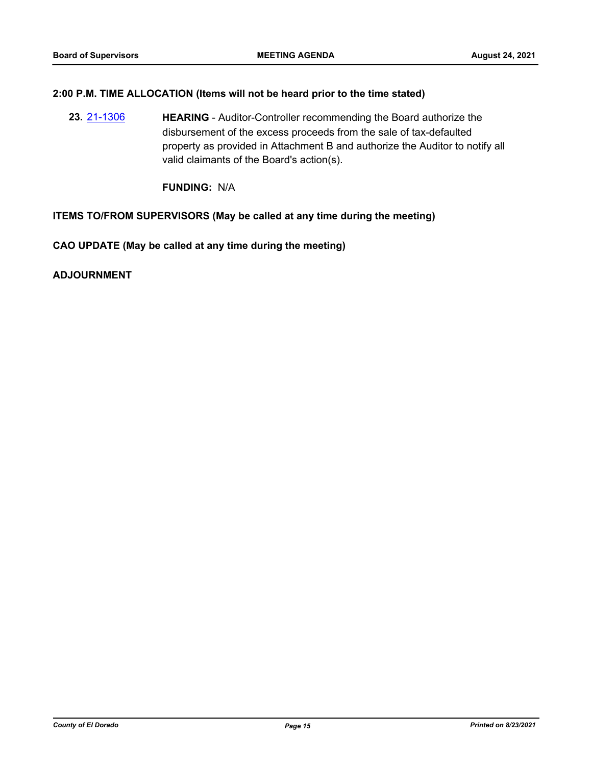**2:00 P.M. TIME ALLOCATION (Items will not be heard prior to the time stated)**

**23.** 21-1306 **HEARING** - Auditor-Controller recommending the Board authorize the disbursement of the excess proceeds from the sale of tax-defaulted property as provided in Attachment B and authorize the Auditor to notify all valid claimants of the Board's action(s).

**FUNDING:** N/A

**ITEMS TO/FROM SUPERVISORS (May be called at any time during the meeting)**

**CAO UPDATE (May be called at any time during the meeting)**

**ADJOURNMENT**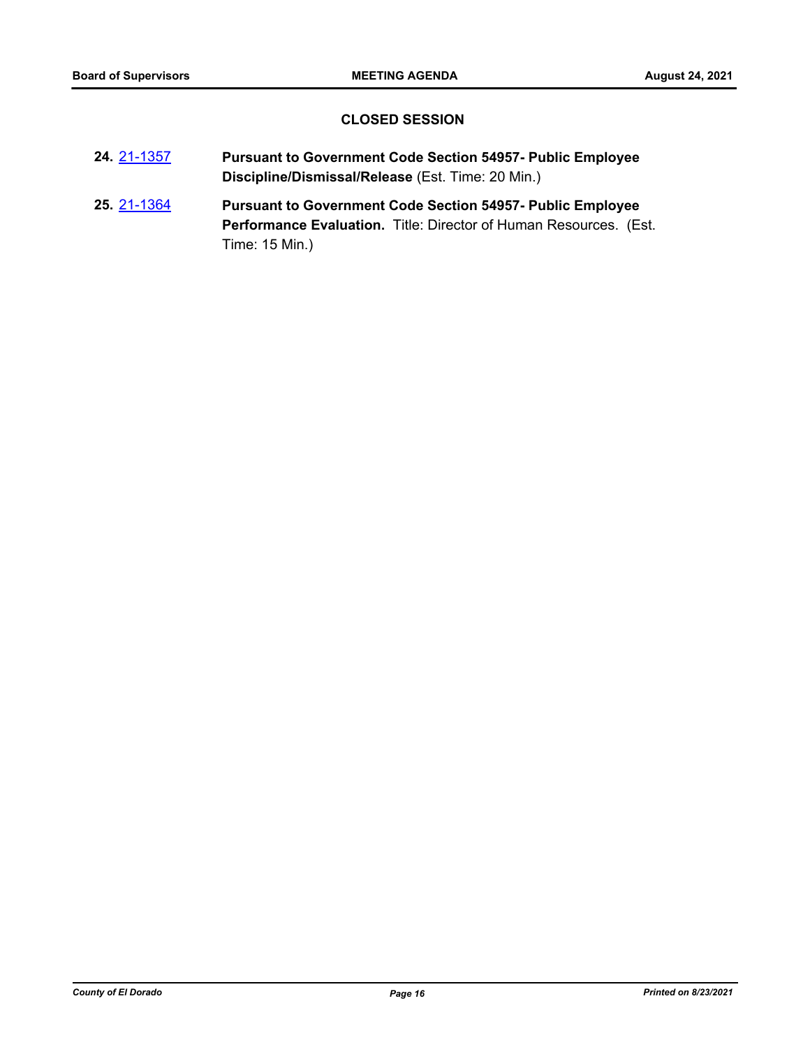## CLOSED SESSION

**24.** 21-1357 **Pursuant to Government Code Section 54957- Public Employee Discipline/Dismissal/Release** (Est. Time: 20 Min.)

**25.** 21-1364 **Pursuant to Government Code Section 54957- Public Employee Performance Evaluation.** Title: Director of Human Resources. (Est. Time: 15 Min.)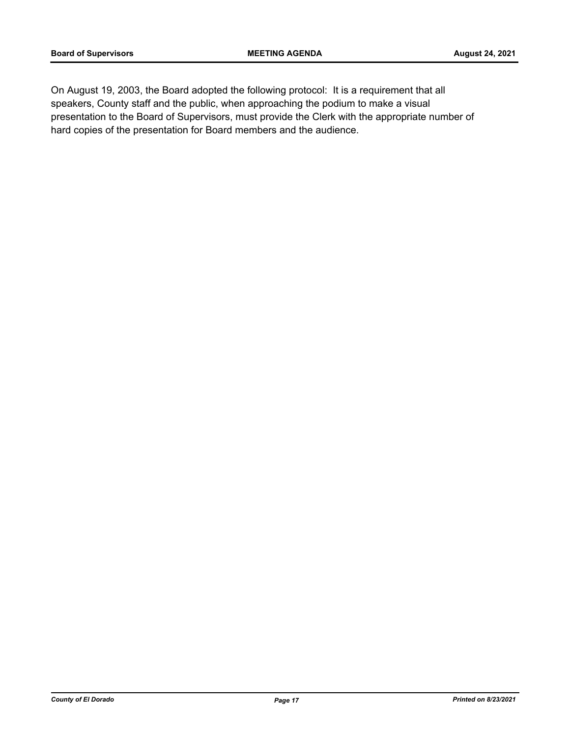On August 19, 2003, the Board adopted the following protocol: It is a requirement that all speakers, County staff and the public, when approaching the podium to make a visual presentation to the Board of Supervisors, must provide the Clerk with the appropriate number of hard copies of the presentation for Board members and the audience.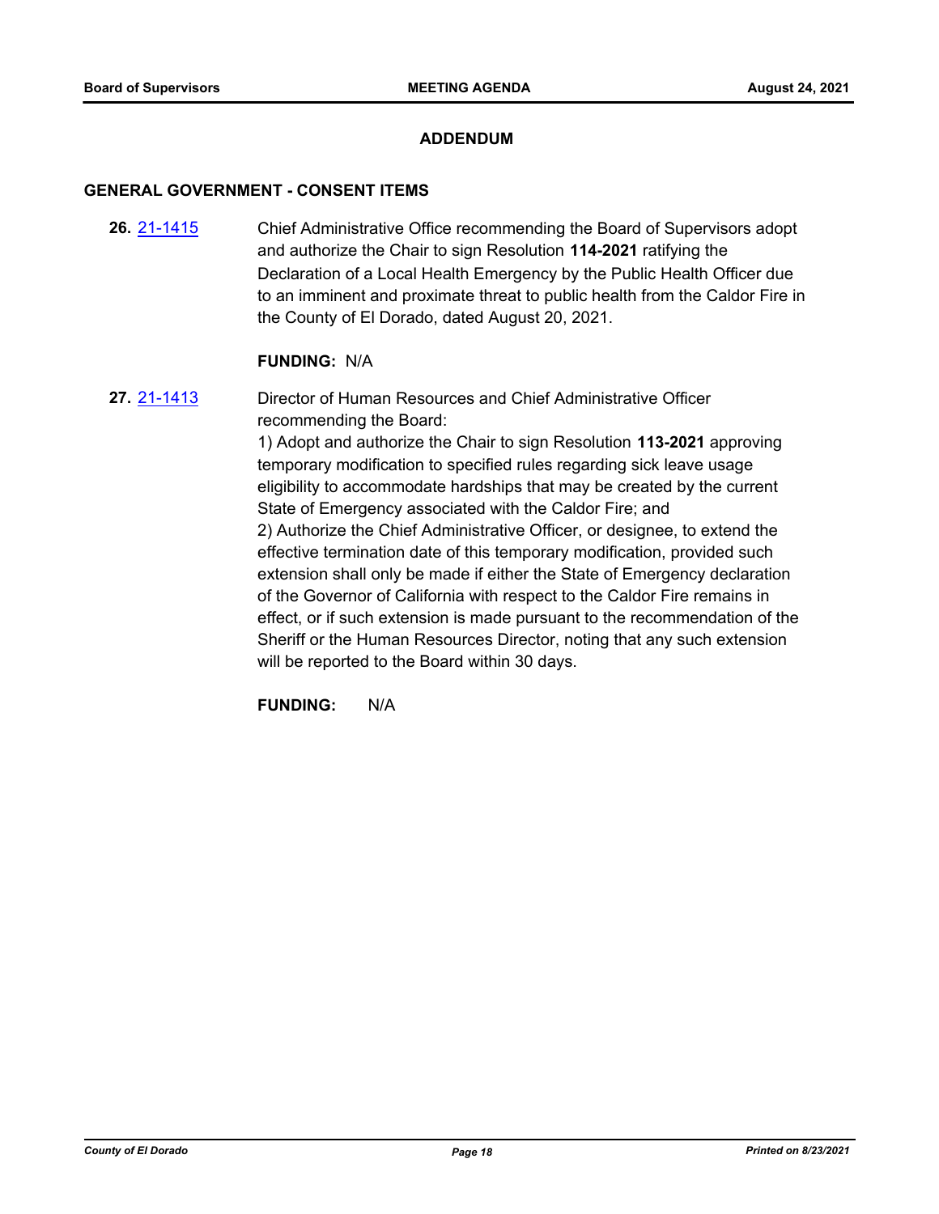## ADDENDUM

### GENERAL GOVERNMENT - CONSENT ITEMS

**26.** [21-1415](21-1415) Chief Administrative Office recommending the Board of Supervisors adopt and authorize the Chair to sign Resolution **114-2021** ratifying the Declaration of a Local Health Emergency by the Public Health Officer due to an imminent and proximate threat to public health from the Caldor Fire in the County of El Dorado, dated August 20, 2021.

**FUNDING:** N/A

**27.** [21-1413](21-1413) Director of Human Resources and Chief Administrative Officer recommending the Board:

1) Adopt and authorize the Chair to sign Resolution **113-2021** approving temporary modification to specified rules regarding sick leave usage eligibility to accommodate hardships that may be created by the current State of Emergency associated with the Caldor Fire; and

2) Authorize the Chief Administrative Officer, or designee, to extend the effective termination date of this temporary modification, provided such extension shall only be made if either the State of Emergency declaration of the Governor of California with respect to the Caldor Fire remains in effect, or if such extension is made pursuant to the recommendation of the Sheriff or the Human Resources Director, noting that any such extension will be reported to the Board within 30 days.

**FUNDING:** N/A